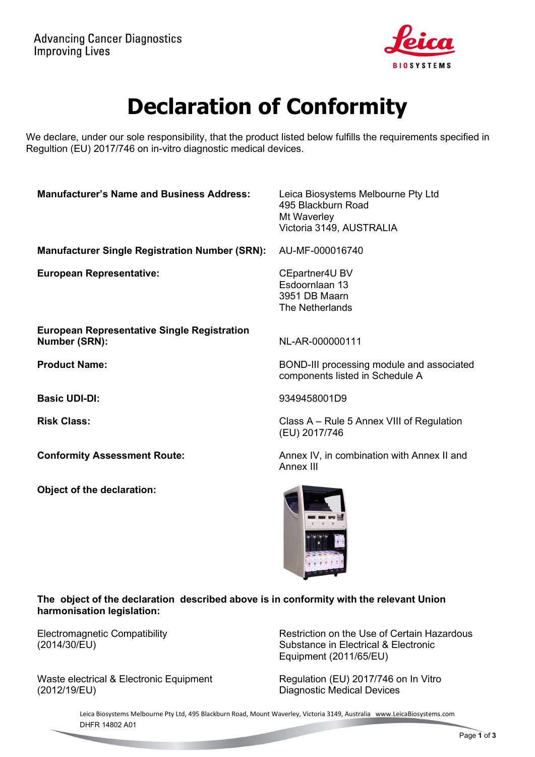Advancing Cancer Diagnostics
Improving Lives

# Declaration of Conformity

We declare, under our sole responsibility, that the product listed below fulfills the requirements specified in Regultion (EU) 2017/746 on in-vitro diagnostic medical devices.

| | |
|---|---|
| **Manufacturer's Name and Business Address:** | Leica Biosystems Melbourne Pty Ltd<br>495 Blackburn Road<br>Mt Waverley<br>Victoria 3149, AUSTRALIA |
| **Manufacturer Single Registration Number (SRN):** | AU-MF-000016740 |
| **European Representative:** | CEpartner4U BV<br>Esdoornlaan 13<br>3951 DB Maarn<br>The Netherlands |
| **European Representative Single Registration Number (SRN):** | NL-AR-000000111 |
| **Product Name:** | BOND-III processing module and associated components listed in Schedule A |
| **Basic UDI-DI:** | 9349458001D9 |
| **Risk Class:** | Class A – Rule 5 Annex VIII of Regulation (EU) 2017/746 |
| **Conformity Assessment Route:** | Annex IV, in combination with Annex II and Annex III |
| **Object of the declaration:** | |

**The object of the declaration described above is in conformity with the relevant Union harmonisation legislation:**

- Electromagnetic Compatibility (2014/30/EU)
- Restriction on the Use of Certain Hazardous Substance in Electrical & Electronic Equipment (2011/65/EU)
- Waste electrical & Electronic Equipment (2012/19/EU)
- Regulation (EU) 2017/746 on In Vitro Diagnostic Medical Devices

Leica Biosystems Melbourne Pty Ltd, 495 Blackburn Road, Mount Waverley, Victoria 3149, Australia www.LeicaBiosystems.com
DHFR 14802 A01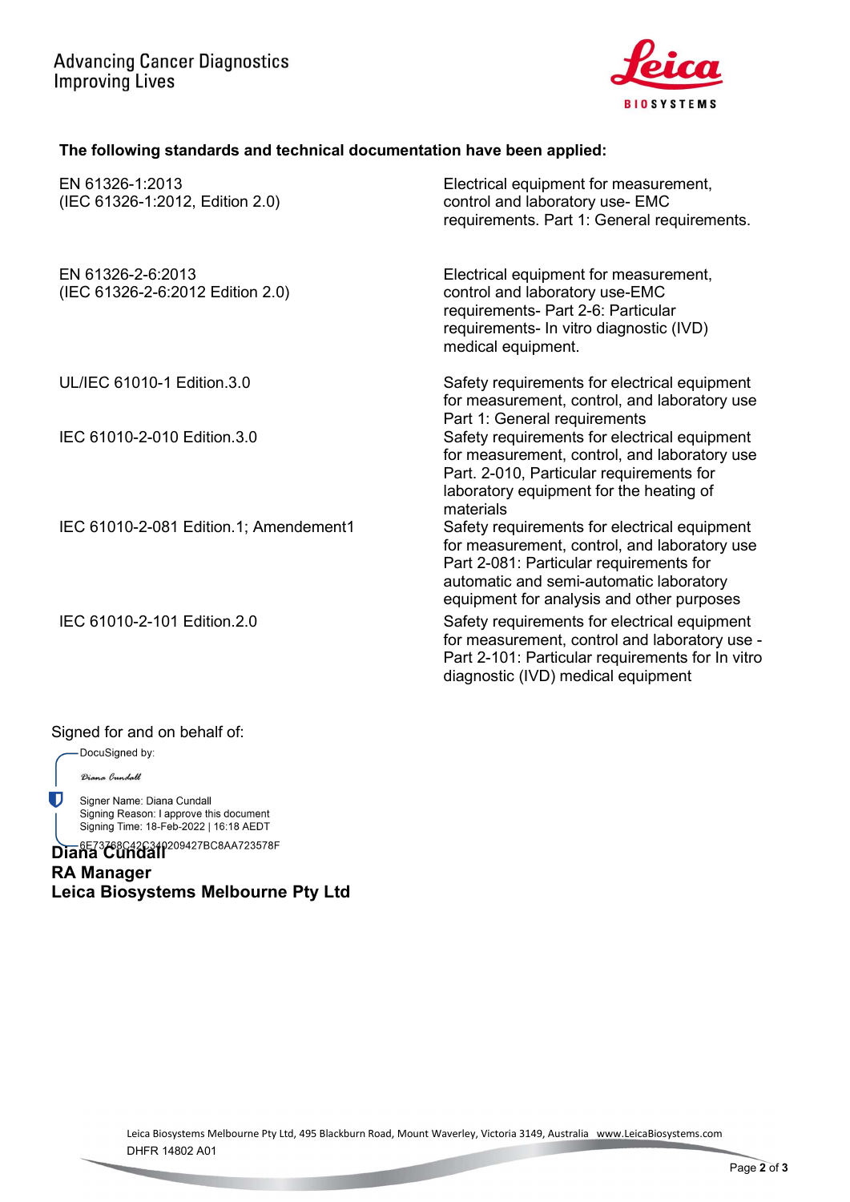Advancing Cancer Diagnostics
Improving Lives

**The following standards and technical documentation have been applied:**

| | |
|---|---|
| EN 61326-1:2013 (IEC 61326-1:2012, Edition 2.0) | Electrical equipment for measurement, control and laboratory use- EMC requirements. Part 1: General requirements. |
| EN 61326-2-6:2013 (IEC 61326-2-6:2012 Edition 2.0) | Electrical equipment for measurement, control and laboratory use-EMC requirements- Part 2-6: Particular requirements- In vitro diagnostic (IVD) medical equipment. |
| UL/IEC 61010-1 Edition.3.0 | Safety requirements for electrical equipment for measurement, control, and laboratory use Part 1: General requirements |
| IEC 61010-2-010 Edition.3.0 | Safety requirements for electrical equipment for measurement, control, and laboratory use Part. 2-010, Particular requirements for laboratory equipment for the heating of materials |
| IEC 61010-2-081 Edition.1; Amendement1 | Safety requirements for electrical equipment for measurement, control, and laboratory use Part 2-081: Particular requirements for automatic and semi-automatic laboratory equipment for analysis and other purposes |
| IEC 61010-2-101 Edition.2.0 | Safety requirements for electrical equipment for measurement, control and laboratory use - Part 2-101: Particular requirements for In vitro diagnostic (IVD) medical equipment |

Signed for and on behalf of:

DocuSigned by:

*Diana Cundall*

Signer Name: Diana Cundall
Signing Reason: I approve this document
Signing Time: 18-Feb-2022 | 16:18 AEDT
6E73768C42C340209427BC8AA723578F

**Diana Cundall**
**RA Manager**
**Leica Biosystems Melbourne Pty Ltd**

Leica Biosystems Melbourne Pty Ltd, 495 Blackburn Road, Mount Waverley, Victoria 3149, Australia www.LeicaBiosystems.com
DHFR 14802 A01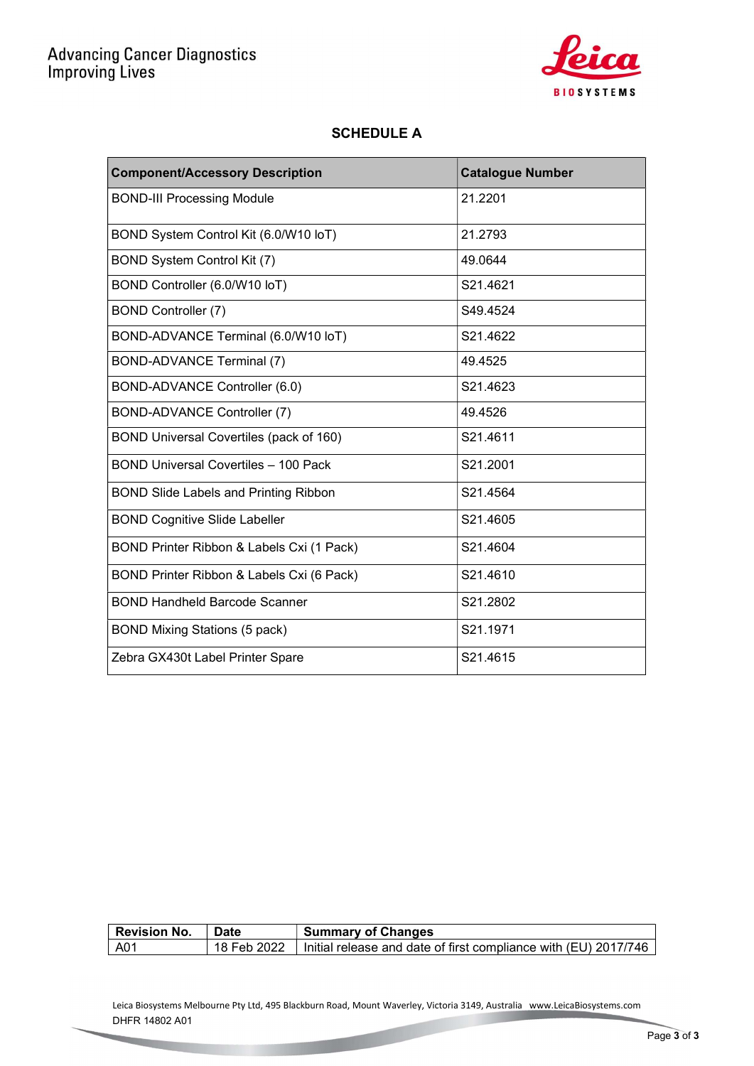## SCHEDULE A

| Component/Accessory Description | Catalogue Number |
|---|---|
| BOND-III Processing Module | 21.2201 |
| BOND System Control Kit (6.0/W10 IoT) | 21.2793 |
| BOND System Control Kit (7) | 49.0644 |
| BOND Controller (6.0/W10 IoT) | S21.4621 |
| BOND Controller (7) | S49.4524 |
| BOND-ADVANCE Terminal (6.0/W10 IoT) | S21.4622 |
| BOND-ADVANCE Terminal (7) | 49.4525 |
| BOND-ADVANCE Controller (6.0) | S21.4623 |
| BOND-ADVANCE Controller (7) | 49.4526 |
| BOND Universal Covertiles (pack of 160) | S21.4611 |
| BOND Universal Covertiles – 100 Pack | S21.2001 |
| BOND Slide Labels and Printing Ribbon | S21.4564 |
| BOND Cognitive Slide Labeller | S21.4605 |
| BOND Printer Ribbon & Labels Cxi (1 Pack) | S21.4604 |
| BOND Printer Ribbon & Labels Cxi (6 Pack) | S21.4610 |
| BOND Handheld Barcode Scanner | S21.2802 |
| BOND Mixing Stations (5 pack) | S21.1971 |
| Zebra GX430t Label Printer Spare | S21.4615 |

| Revision No. | Date | Summary of Changes |
|---|---|---|
| A01 | 18 Feb 2022 | Initial release and date of first compliance with (EU) 2017/746 |

Leica Biosystems Melbourne Pty Ltd, 495 Blackburn Road, Mount Waverley, Victoria 3149, Australia www.LeicaBiosystems.com
DHFR 14802 A01